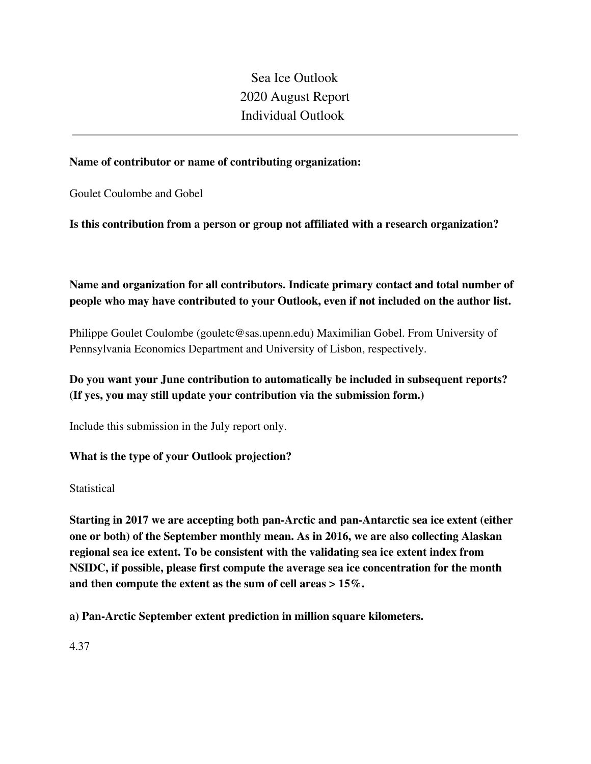# Sea Ice Outlook
# 2020 August Report
# Individual Outlook

---

**Name of contributor or name of contributing organization:**

Goulet Coulombe and Gobel

**Is this contribution from a person or group not affiliated with a research organization?**

**Name and organization for all contributors. Indicate primary contact and total number of people who may have contributed to your Outlook, even if not included on the author list.**

Philippe Goulet Coulombe (gouletc@sas.upenn.edu) Maximilian Gobel. From University of Pennsylvania Economics Department and University of Lisbon, respectively.

**Do you want your June contribution to automatically be included in subsequent reports? (If yes, you may still update your contribution via the submission form.)**

Include this submission in the July report only.

**What is the type of your Outlook projection?**

Statistical

**Starting in 2017 we are accepting both pan-Arctic and pan-Antarctic sea ice extent (either one or both) of the September monthly mean. As in 2016, we are also collecting Alaskan regional sea ice extent. To be consistent with the validating sea ice extent index from NSIDC, if possible, please first compute the average sea ice concentration for the month and then compute the extent as the sum of cell areas > 15%.**

**a) Pan-Arctic September extent prediction in million square kilometers.**

4.37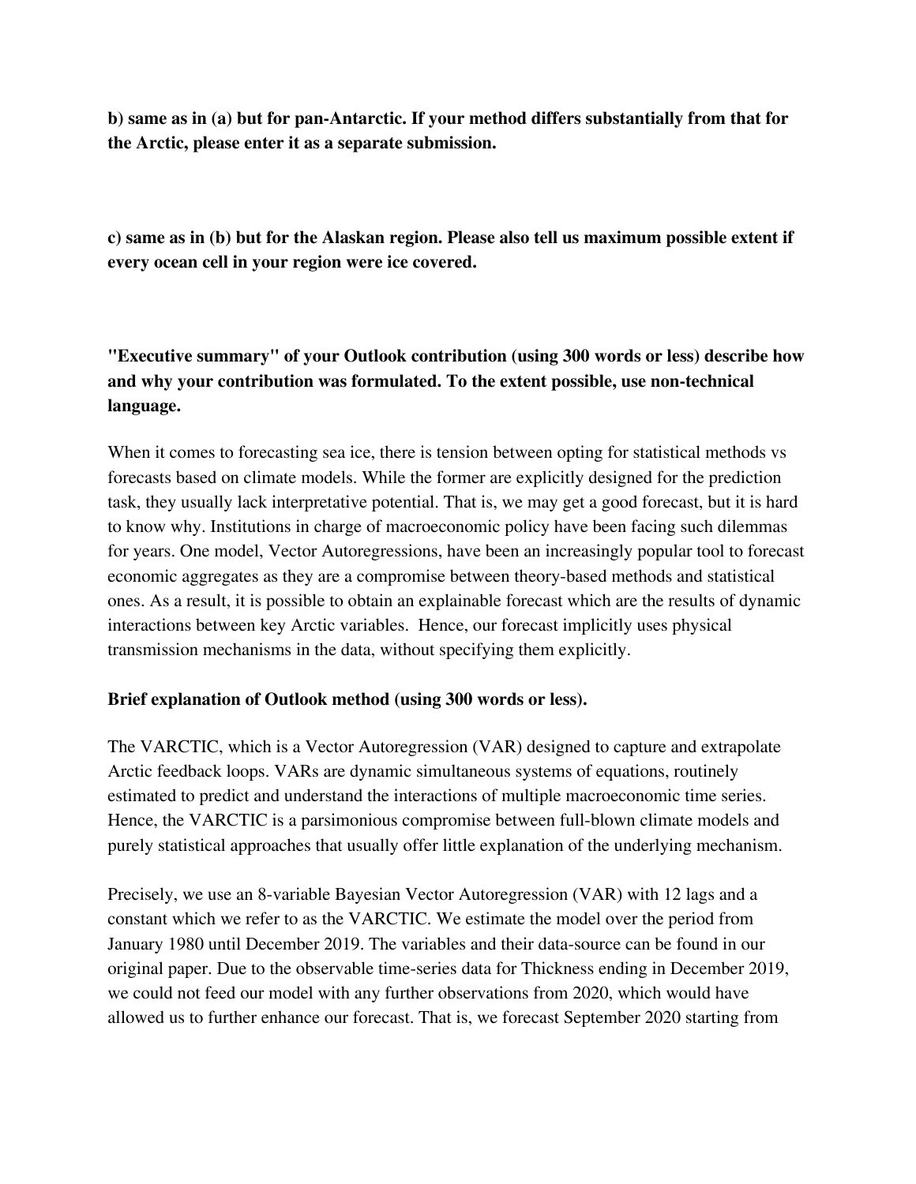**b) same as in (a) but for pan-Antarctic. If your method differs substantially from that for the Arctic, please enter it as a separate submission.**

**c) same as in (b) but for the Alaskan region. Please also tell us maximum possible extent if every ocean cell in your region were ice covered.**

**"Executive summary" of your Outlook contribution (using 300 words or less) describe how and why your contribution was formulated. To the extent possible, use non-technical language.**

When it comes to forecasting sea ice, there is tension between opting for statistical methods vs forecasts based on climate models. While the former are explicitly designed for the prediction task, they usually lack interpretative potential. That is, we may get a good forecast, but it is hard to know why. Institutions in charge of macroeconomic policy have been facing such dilemmas for years. One model, Vector Autoregressions, have been an increasingly popular tool to forecast economic aggregates as they are a compromise between theory-based methods and statistical ones. As a result, it is possible to obtain an explainable forecast which are the results of dynamic interactions between key Arctic variables. Hence, our forecast implicitly uses physical transmission mechanisms in the data, without specifying them explicitly.

**Brief explanation of Outlook method (using 300 words or less).**

The VARCTIC, which is a Vector Autoregression (VAR) designed to capture and extrapolate Arctic feedback loops. VARs are dynamic simultaneous systems of equations, routinely estimated to predict and understand the interactions of multiple macroeconomic time series. Hence, the VARCTIC is a parsimonious compromise between full-blown climate models and purely statistical approaches that usually offer little explanation of the underlying mechanism.

Precisely, we use an 8-variable Bayesian Vector Autoregression (VAR) with 12 lags and a constant which we refer to as the VARCTIC. We estimate the model over the period from January 1980 until December 2019. The variables and their data-source can be found in our original paper. Due to the observable time-series data for Thickness ending in December 2019, we could not feed our model with any further observations from 2020, which would have allowed us to further enhance our forecast. That is, we forecast September 2020 starting from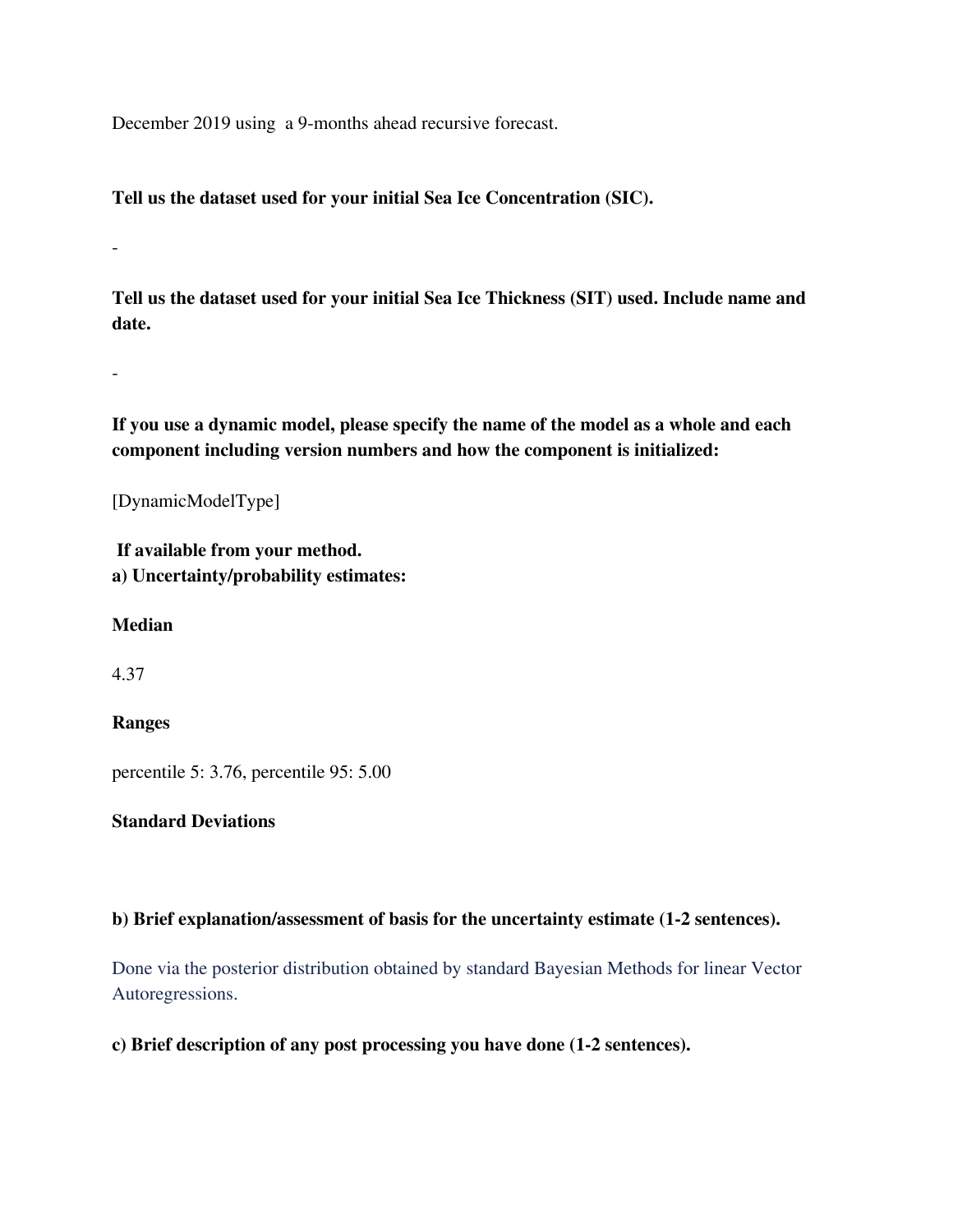December 2019 using a 9-months ahead recursive forecast.

**Tell us the dataset used for your initial Sea Ice Concentration (SIC).**

-

**Tell us the dataset used for your initial Sea Ice Thickness (SIT) used. Include name and date.**

-

**If you use a dynamic model, please specify the name of the model as a whole and each component including version numbers and how the component is initialized:**

[DynamicModelType]

**If available from your method.**
**a) Uncertainty/probability estimates:**

**Median**

4.37

**Ranges**

percentile 5: 3.76, percentile 95: 5.00

**Standard Deviations**

**b) Brief explanation/assessment of basis for the uncertainty estimate (1-2 sentences).**

Done via the posterior distribution obtained by standard Bayesian Methods for linear Vector Autoregressions.

**c) Brief description of any post processing you have done (1-2 sentences).**